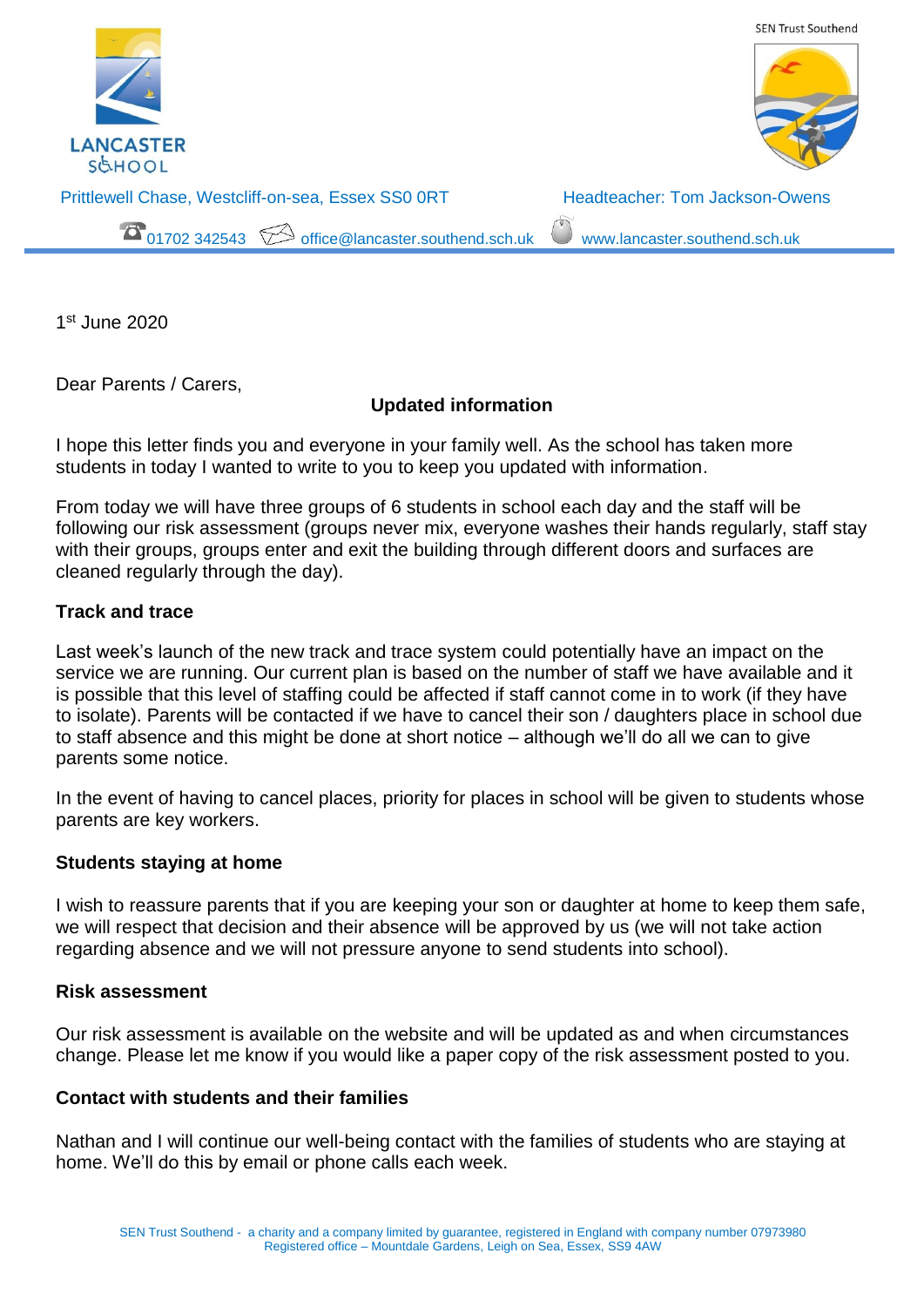LANCASTER SCHOOL

SEN Trust Southend

Prittlewell Chase, Westcliff-on-sea, Essex SS0 0RT

Headteacher: Tom Jackson-Owens

01702 342543 office@lancaster.southend.sch.uk www.lancaster.southend.sch.uk

1st June 2020

Dear Parents / Carers,

**Updated information**

I hope this letter finds you and everyone in your family well. As the school has taken more students in today I wanted to write to you to keep you updated with information.

From today we will have three groups of 6 students in school each day and the staff will be following our risk assessment (groups never mix, everyone washes their hands regularly, staff stay with their groups, groups enter and exit the building through different doors and surfaces are cleaned regularly through the day).

**Track and trace**

Last week's launch of the new track and trace system could potentially have an impact on the service we are running. Our current plan is based on the number of staff we have available and it is possible that this level of staffing could be affected if staff cannot come in to work (if they have to isolate). Parents will be contacted if we have to cancel their son / daughters place in school due to staff absence and this might be done at short notice – although we'll do all we can to give parents some notice.

In the event of having to cancel places, priority for places in school will be given to students whose parents are key workers.

**Students staying at home**

I wish to reassure parents that if you are keeping your son or daughter at home to keep them safe, we will respect that decision and their absence will be approved by us (we will not take action regarding absence and we will not pressure anyone to send students into school).

**Risk assessment**

Our risk assessment is available on the website and will be updated as and when circumstances change. Please let me know if you would like a paper copy of the risk assessment posted to you.

**Contact with students and their families**

Nathan and I will continue our well-being contact with the families of students who are staying at home. We'll do this by email or phone calls each week.

SEN Trust Southend - a charity and a company limited by guarantee, registered in England with company number 07973980
Registered office – Mountdale Gardens, Leigh on Sea, Essex, SS9 4AW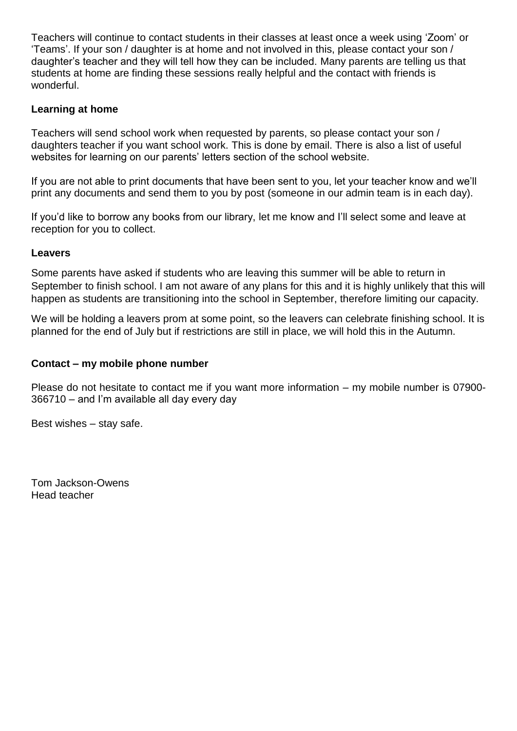Teachers will continue to contact students in their classes at least once a week using 'Zoom' or 'Teams'. If your son / daughter is at home and not involved in this, please contact your son / daughter's teacher and they will tell how they can be included. Many parents are telling us that students at home are finding these sessions really helpful and the contact with friends is wonderful.

**Learning at home**

Teachers will send school work when requested by parents, so please contact your son / daughters teacher if you want school work. This is done by email. There is also a list of useful websites for learning on our parents' letters section of the school website.

If you are not able to print documents that have been sent to you, let your teacher know and we'll print any documents and send them to you by post (someone in our admin team is in each day).

If you'd like to borrow any books from our library, let me know and I'll select some and leave at reception for you to collect.

**Leavers**

Some parents have asked if students who are leaving this summer will be able to return in September to finish school. I am not aware of any plans for this and it is highly unlikely that this will happen as students are transitioning into the school in September, therefore limiting our capacity.

We will be holding a leavers prom at some point, so the leavers can celebrate finishing school. It is planned for the end of July but if restrictions are still in place, we will hold this in the Autumn.

**Contact – my mobile phone number**

Please do not hesitate to contact me if you want more information – my mobile number is 07900-366710 – and I'm available all day every day

Best wishes – stay safe.

Tom Jackson-Owens
Head teacher